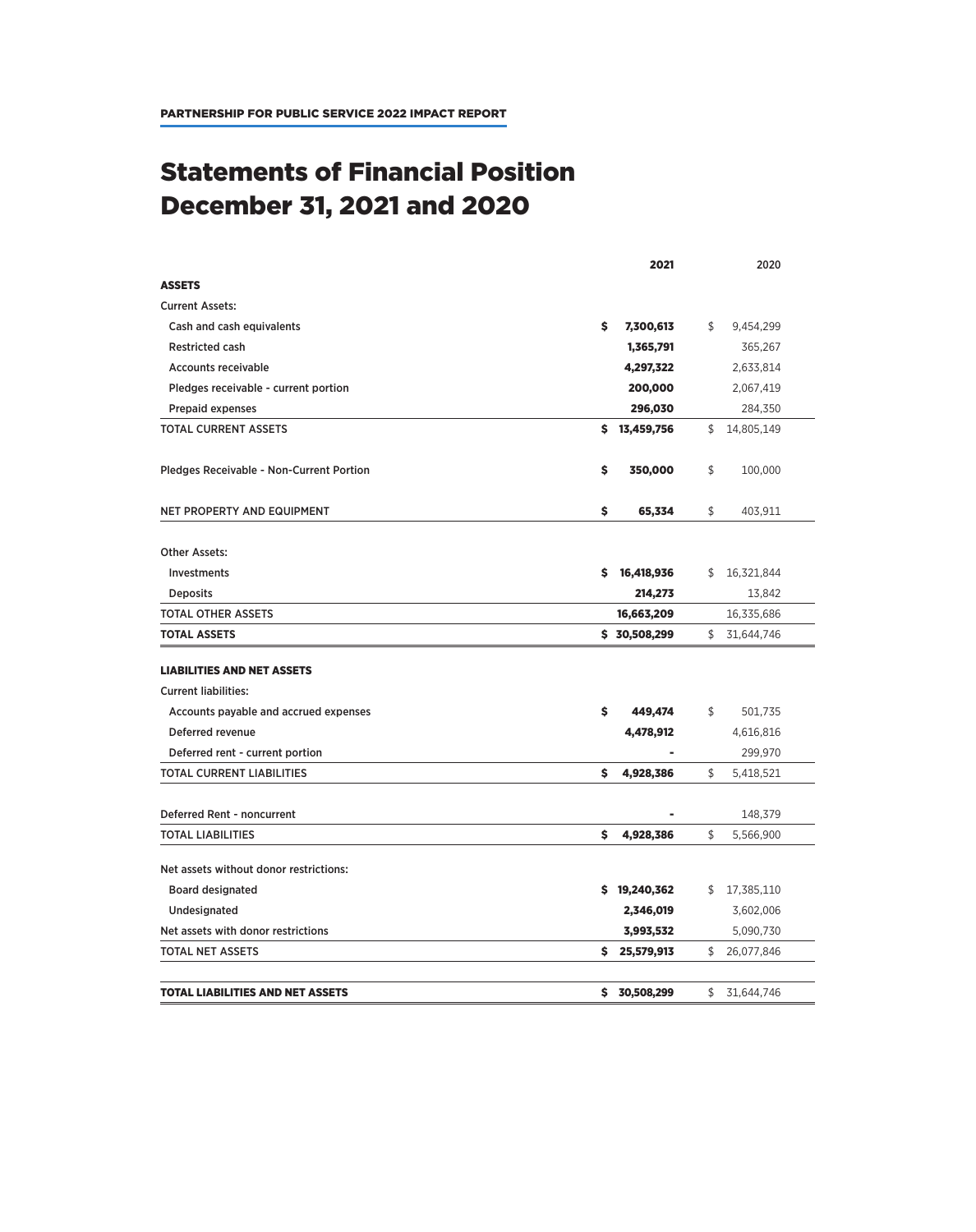# Statements of Financial Position December 31, 2021 and 2020

| | 2021 | 2020 |
|---|---|---|
| **ASSETS** | | |
| Current Assets: | | |
| Cash and cash equivalents | **$ 7,300,613** | $ 9,454,299 |
| Restricted cash | **1,365,791** | 365,267 |
| Accounts receivable | **4,297,322** | 2,633,814 |
| Pledges receivable - current portion | **200,000** | 2,067,419 |
| Prepaid expenses | **296,030** | 284,350 |
| TOTAL CURRENT ASSETS | **$ 13,459,756** | $ 14,805,149 |
| Pledges Receivable - Non-Current Portion | **$ 350,000** | $ 100,000 |
| NET PROPERTY AND EQUIPMENT | **$ 65,334** | $ 403,911 |
| Other Assets: | | |
| Investments | **$ 16,418,936** | $ 16,321,844 |
| Deposits | **214,273** | 13,842 |
| TOTAL OTHER ASSETS | **16,663,209** | 16,335,686 |
| **TOTAL ASSETS** | **$ 30,508,299** | $ 31,644,746 |
| **LIABILITIES AND NET ASSETS** | | |
| Current liabilities: | | |
| Accounts payable and accrued expenses | **$ 449,474** | $ 501,735 |
| Deferred revenue | **4,478,912** | 4,616,816 |
| Deferred rent - current portion | **-** | 299,970 |
| TOTAL CURRENT LIABILITIES | **$ 4,928,386** | $ 5,418,521 |
| Deferred Rent - noncurrent | **-** | 148,379 |
| TOTAL LIABILITIES | **$ 4,928,386** | $ 5,566,900 |
| Net assets without donor restrictions: | | |
| Board designated | **$ 19,240,362** | $ 17,385,110 |
| Undesignated | **2,346,019** | 3,602,006 |
| Net assets with donor restrictions | **3,993,532** | 5,090,730 |
| TOTAL NET ASSETS | **$ 25,579,913** | $ 26,077,846 |
| **TOTAL LIABILITIES AND NET ASSETS** | **$ 30,508,299** | $ 31,644,746 |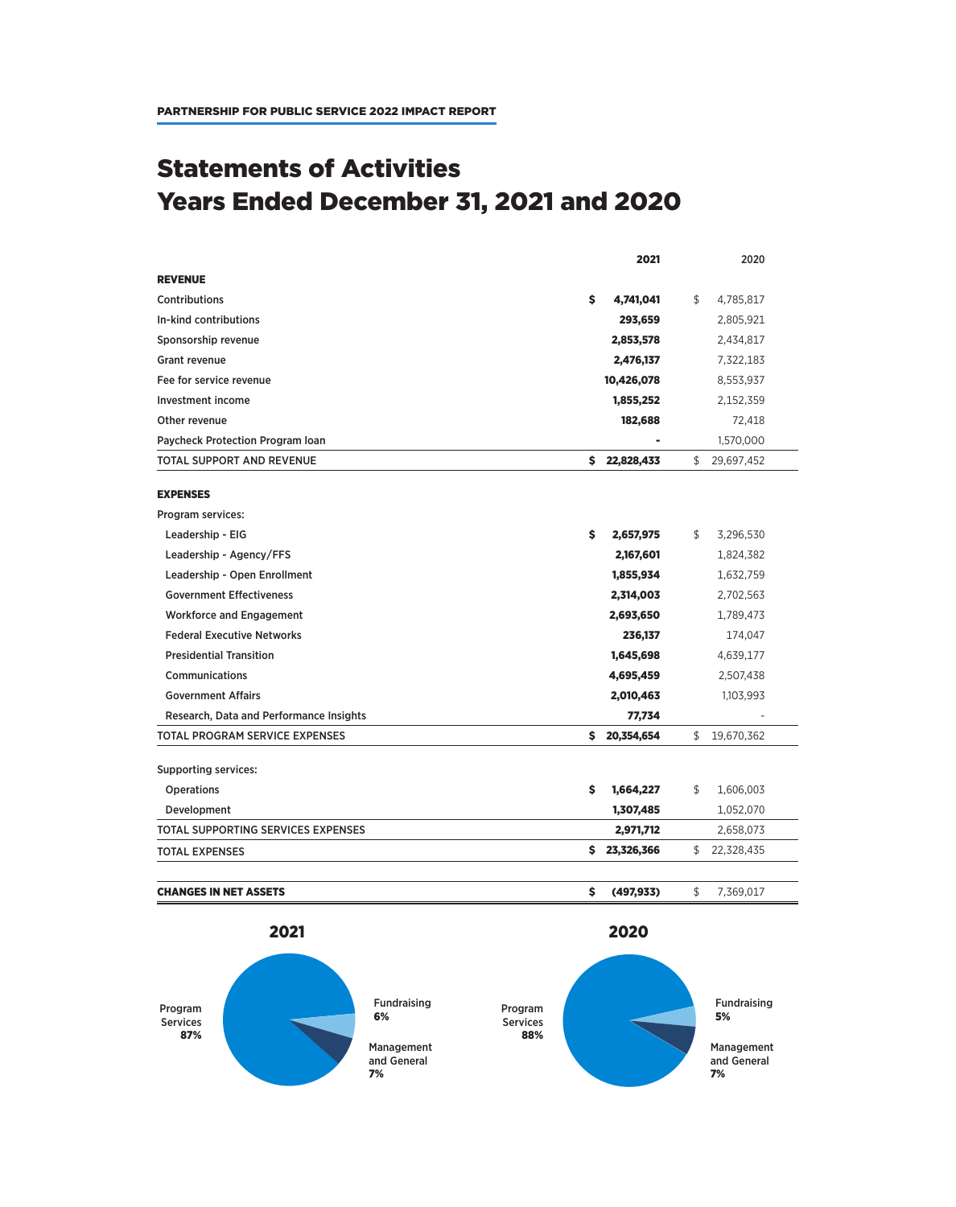# Statements of Activities
# Years Ended December 31, 2021 and 2020

| | 2021 | 2020 |
|---|---|---|
| **REVENUE** | | |
| Contributions | **$ 4,741,041** | $ 4,785,817 |
| In-kind contributions | **293,659** | 2,805,921 |
| Sponsorship revenue | **2,853,578** | 2,434,817 |
| Grant revenue | **2,476,137** | 7,322,183 |
| Fee for service revenue | **10,426,078** | 8,553,937 |
| Investment income | **1,855,252** | 2,152,359 |
| Other revenue | **182,688** | 72,418 |
| Paycheck Protection Program loan | **-** | 1,570,000 |
| TOTAL SUPPORT AND REVENUE | **$ 22,828,433** | $ 29,697,452 |
| **EXPENSES** | | |
| Program services: | | |
| Leadership - EIG | **$ 2,657,975** | $ 3,296,530 |
| Leadership - Agency/FFS | **2,167,601** | 1,824,382 |
| Leadership - Open Enrollment | **1,855,934** | 1,632,759 |
| Government Effectiveness | **2,314,003** | 2,702,563 |
| Workforce and Engagement | **2,693,650** | 1,789,473 |
| Federal Executive Networks | **236,137** | 174,047 |
| Presidential Transition | **1,645,698** | 4,639,177 |
| Communications | **4,695,459** | 2,507,438 |
| Government Affairs | **2,010,463** | 1,103,993 |
| Research, Data and Performance Insights | **77,734** | - |
| TOTAL PROGRAM SERVICE EXPENSES | **$ 20,354,654** | $ 19,670,362 |
| Supporting services: | | |
| Operations | **$ 1,664,227** | $ 1,606,003 |
| Development | **1,307,485** | 1,052,070 |
| TOTAL SUPPORTING SERVICES EXPENSES | **2,971,712** | 2,658,073 |
| TOTAL EXPENSES | **$ 23,326,366** | $ 22,328,435 |
| **CHANGES IN NET ASSETS** | **$ (497,933)** | $ 7,369,017 |

**2021**

Program Services 87%

Fundraising 6%

Management and General 7%

**2020**

Program Services 88%

Fundraising 5%

Management and General 7%